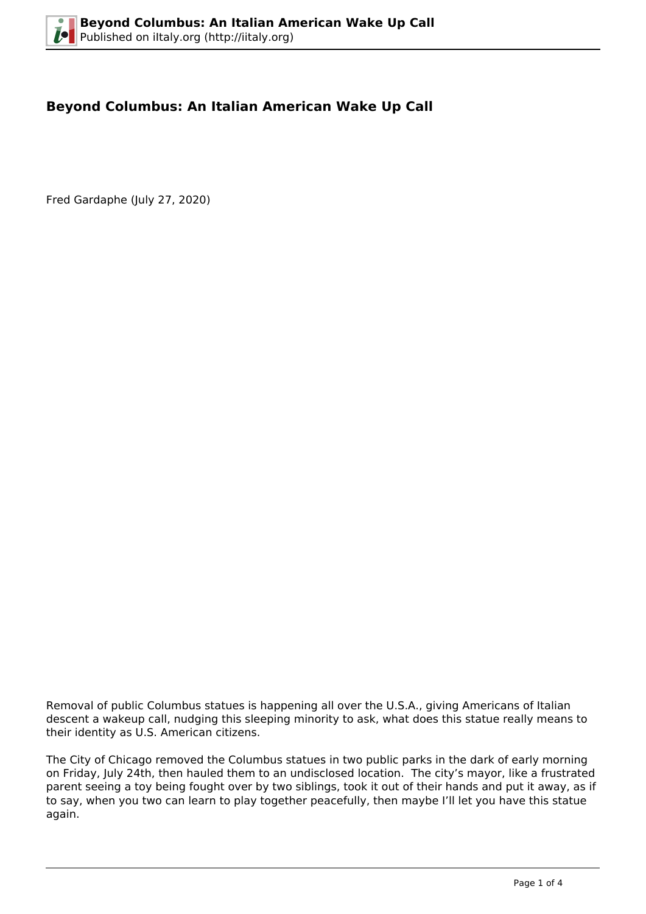# Beyond Columbus: An Italian American Wake Up Call

Fred Gardaphe (July 27, 2020)

Removal of public Columbus statues is happening all over the U.S.A., giving Americans of Italian descent a wakeup call, nudging this sleeping minority to ask, what does this statue really means to their identity as U.S. American citizens.

The City of Chicago removed the Columbus statues in two public parks in the dark of early morning on Friday, July 24th, then hauled them to an undisclosed location. The city's mayor, like a frustrated parent seeing a toy being fought over by two siblings, took it out of their hands and put it away, as if to say, when you two can learn to play together peacefully, then maybe I'll let you have this statue again.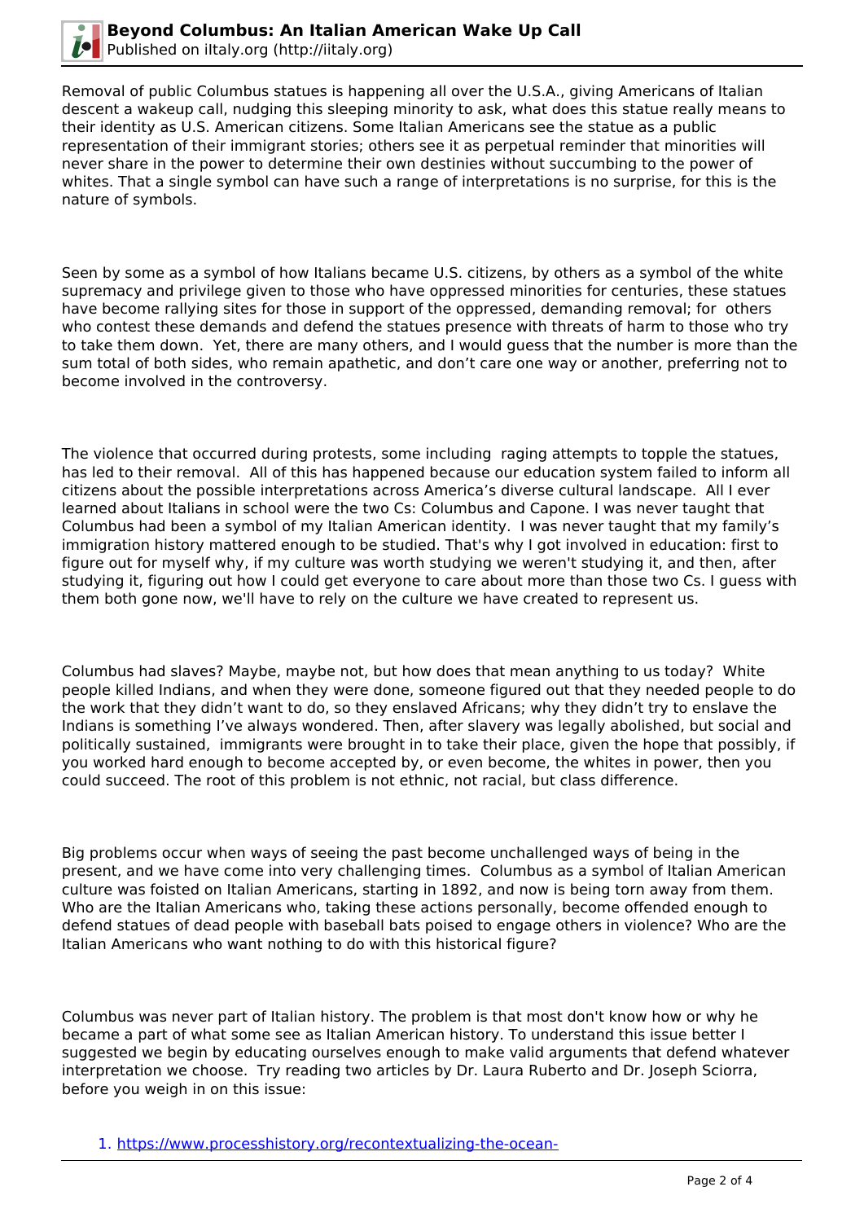Removal of public Columbus statues is happening all over the U.S.A., giving Americans of Italian descent a wakeup call, nudging this sleeping minority to ask, what does this statue really means to their identity as U.S. American citizens. Some Italian Americans see the statue as a public representation of their immigrant stories; others see it as perpetual reminder that minorities will never share in the power to determine their own destinies without succumbing to the power of whites. That a single symbol can have such a range of interpretations is no surprise, for this is the nature of symbols.

Seen by some as a symbol of how Italians became U.S. citizens, by others as a symbol of the white supremacy and privilege given to those who have oppressed minorities for centuries, these statues have become rallying sites for those in support of the oppressed, demanding removal; for others who contest these demands and defend the statues presence with threats of harm to those who try to take them down. Yet, there are many others, and I would guess that the number is more than the sum total of both sides, who remain apathetic, and don't care one way or another, preferring not to become involved in the controversy.

The violence that occurred during protests, some including raging attempts to topple the statues, has led to their removal. All of this has happened because our education system failed to inform all citizens about the possible interpretations across America's diverse cultural landscape. All I ever learned about Italians in school were the two Cs: Columbus and Capone. I was never taught that Columbus had been a symbol of my Italian American identity. I was never taught that my family's immigration history mattered enough to be studied. That's why I got involved in education: first to figure out for myself why, if my culture was worth studying we weren't studying it, and then, after studying it, figuring out how I could get everyone to care about more than those two Cs. I guess with them both gone now, we'll have to rely on the culture we have created to represent us.

Columbus had slaves? Maybe, maybe not, but how does that mean anything to us today? White people killed Indians, and when they were done, someone figured out that they needed people to do the work that they didn't want to do, so they enslaved Africans; why they didn't try to enslave the Indians is something I've always wondered. Then, after slavery was legally abolished, but social and politically sustained, immigrants were brought in to take their place, given the hope that possibly, if you worked hard enough to become accepted by, or even become, the whites in power, then you could succeed. The root of this problem is not ethnic, not racial, but class difference.

Big problems occur when ways of seeing the past become unchallenged ways of being in the present, and we have come into very challenging times. Columbus as a symbol of Italian American culture was foisted on Italian Americans, starting in 1892, and now is being torn away from them. Who are the Italian Americans who, taking these actions personally, become offended enough to defend statues of dead people with baseball bats poised to engage others in violence? Who are the Italian Americans who want nothing to do with this historical figure?

Columbus was never part of Italian history. The problem is that most don't know how or why he became a part of what some see as Italian American history. To understand this issue better I suggested we begin by educating ourselves enough to make valid arguments that defend whatever interpretation we choose. Try reading two articles by Dr. Laura Ruberto and Dr. Joseph Sciorra, before you weigh in on this issue:

1. https://www.processhistory.org/recontextualizing-the-ocean-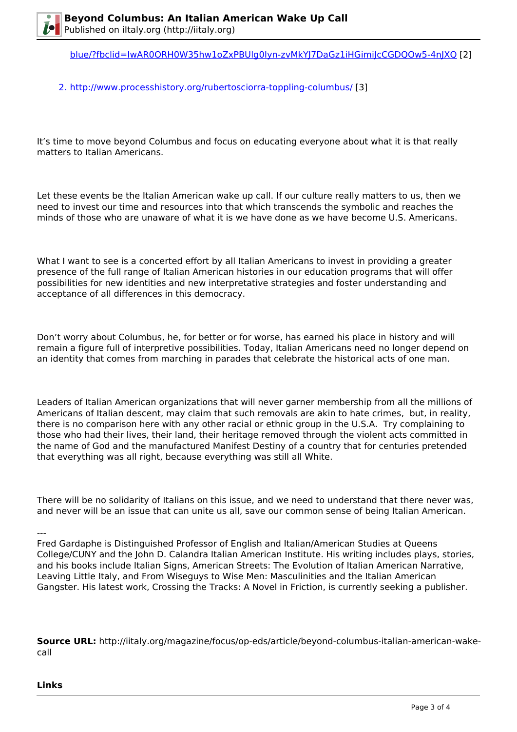[blue/?fbclid=IwAR0ORH0W35hw1oZxPBUlg0Iyn-zvMkYJ7DaGz1iHGimiJcCGDQOw5-4nJXQ](blue/?fbclid=IwAR0ORH0W35hw1oZxPBUlg0Iyn-zvMkYJ7DaGz1iHGimiJcCGDQOw5-4nJXQ) [2]

2. [http://www.processhistory.org/rubertosciorra-toppling-columbus/](http://www.processhistory.org/rubertosciorra-toppling-columbus/) [3]

It's time to move beyond Columbus and focus on educating everyone about what it is that really matters to Italian Americans.

Let these events be the Italian American wake up call. If our culture really matters to us, then we need to invest our time and resources into that which transcends the symbolic and reaches the minds of those who are unaware of what it is we have done as we have become U.S. Americans.

What I want to see is a concerted effort by all Italian Americans to invest in providing a greater presence of the full range of Italian American histories in our education programs that will offer possibilities for new identities and new interpretative strategies and foster understanding and acceptance of all differences in this democracy.

Don't worry about Columbus, he, for better or for worse, has earned his place in history and will remain a figure full of interpretive possibilities. Today, Italian Americans need no longer depend on an identity that comes from marching in parades that celebrate the historical acts of one man.

Leaders of Italian American organizations that will never garner membership from all the millions of Americans of Italian descent, may claim that such removals are akin to hate crimes, but, in reality, there is no comparison here with any other racial or ethnic group in the U.S.A. Try complaining to those who had their lives, their land, their heritage removed through the violent acts committed in the name of God and the manufactured Manifest Destiny of a country that for centuries pretended that everything was all right, because everything was still all White.

There will be no solidarity of Italians on this issue, and we need to understand that there never was, and never will be an issue that can unite us all, save our common sense of being Italian American.

---

Fred Gardaphe is Distinguished Professor of English and Italian/American Studies at Queens College/CUNY and the John D. Calandra Italian American Institute. His writing includes plays, stories, and his books include Italian Signs, American Streets: The Evolution of Italian American Narrative, Leaving Little Italy, and From Wiseguys to Wise Men: Masculinities and the Italian American Gangster. His latest work, Crossing the Tracks: A Novel in Friction, is currently seeking a publisher.

**Source URL:** http://iitaly.org/magazine/focus/op-eds/article/beyond-columbus-italian-american-wake-call

**Links**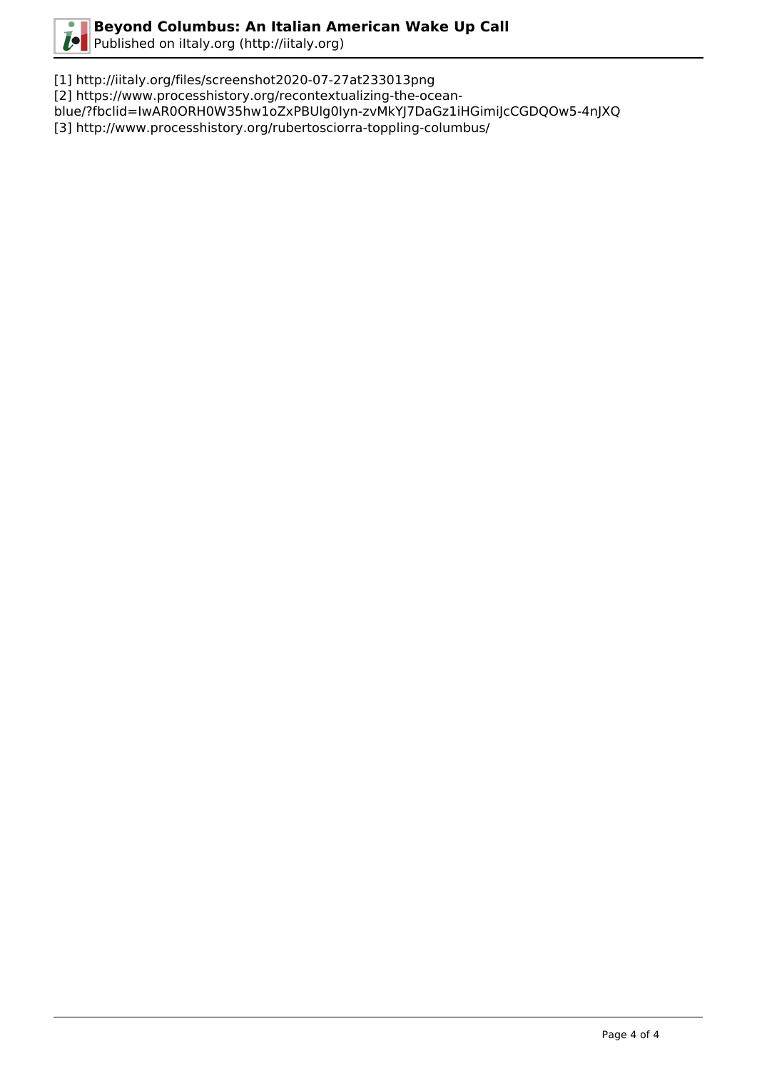[1] http://iitaly.org/files/screenshot2020-07-27at233013png

[2] https://www.processhistory.org/recontextualizing-the-ocean-blue/?fbclid=IwAR0ORH0W35hw1oZxPBUlg0Iyn-zvMkYJ7DaGz1iHGimiJcCGDQOw5-4nJXQ

[3] http://www.processhistory.org/rubertosciorra-toppling-columbus/